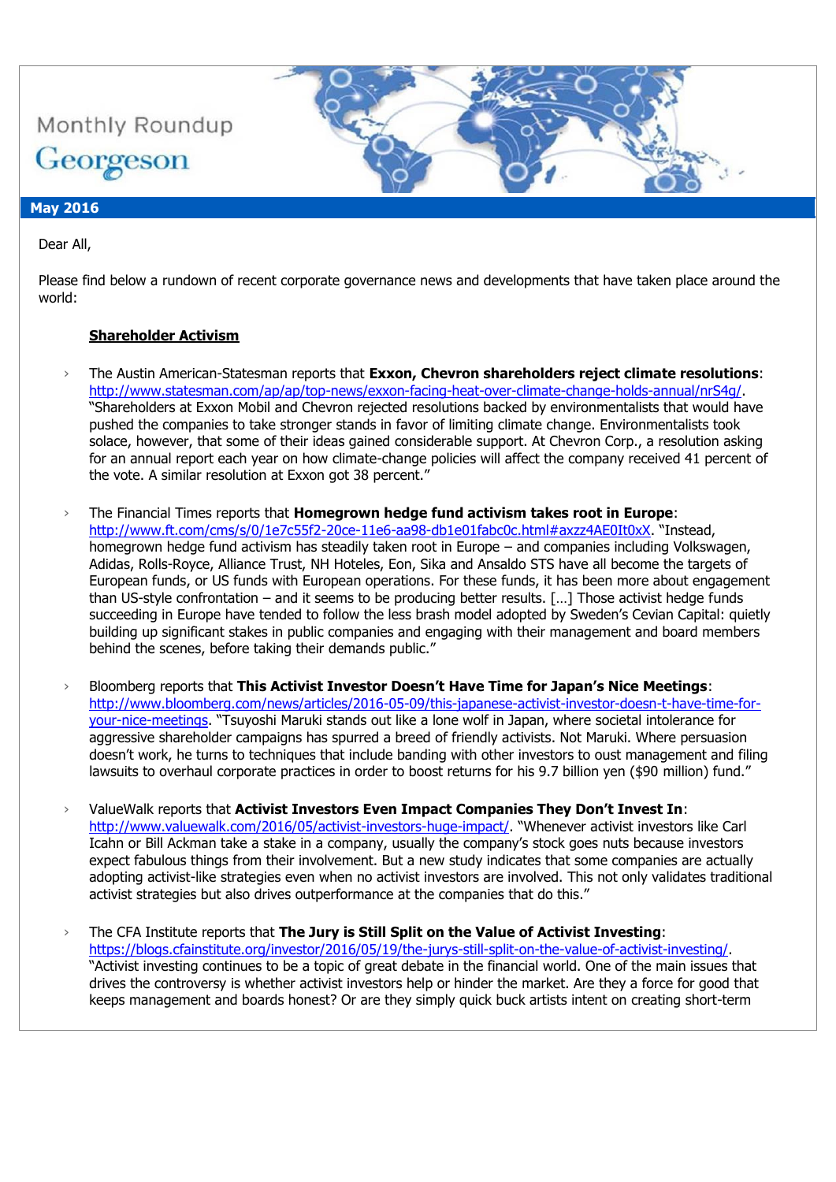Monthly Roundup

Georgeson

**May 2016**

Dear All,

Please find below a rundown of recent corporate governance news and developments that have taken place around the world:

## Shareholder Activism

- The Austin American-Statesman reports that **Exxon, Chevron shareholders reject climate resolutions**: http://www.statesman.com/ap/ap/top-news/exxon-facing-heat-over-climate-change-holds-annual/nrS4g/. "Shareholders at Exxon Mobil and Chevron rejected resolutions backed by environmentalists that would have pushed the companies to take stronger stands in favor of limiting climate change. Environmentalists took solace, however, that some of their ideas gained considerable support. At Chevron Corp., a resolution asking for an annual report each year on how climate-change policies will affect the company received 41 percent of the vote. A similar resolution at Exxon got 38 percent."

- The Financial Times reports that **Homegrown hedge fund activism takes root in Europe**: http://www.ft.com/cms/s/0/1e7c55f2-20ce-11e6-aa98-db1e01fabc0c.html#axzz4AE0It0xX. "Instead, homegrown hedge fund activism has steadily taken root in Europe – and companies including Volkswagen, Adidas, Rolls-Royce, Alliance Trust, NH Hoteles, Eon, Sika and Ansaldo STS have all become the targets of European funds, or US funds with European operations. For these funds, it has been more about engagement than US-style confrontation – and it seems to be producing better results. […] Those activist hedge funds succeeding in Europe have tended to follow the less brash model adopted by Sweden's Cevian Capital: quietly building up significant stakes in public companies and engaging with their management and board members behind the scenes, before taking their demands public."

- Bloomberg reports that **This Activist Investor Doesn't Have Time for Japan's Nice Meetings**: http://www.bloomberg.com/news/articles/2016-05-09/this-japanese-activist-investor-doesn-t-have-time-for-your-nice-meetings. "Tsuyoshi Maruki stands out like a lone wolf in Japan, where societal intolerance for aggressive shareholder campaigns has spurred a breed of friendly activists. Not Maruki. Where persuasion doesn't work, he turns to techniques that include banding with other investors to oust management and filing lawsuits to overhaul corporate practices in order to boost returns for his 9.7 billion yen ($90 million) fund."

- ValueWalk reports that **Activist Investors Even Impact Companies They Don't Invest In**: http://www.valuewalk.com/2016/05/activist-investors-huge-impact/. "Whenever activist investors like Carl Icahn or Bill Ackman take a stake in a company, usually the company's stock goes nuts because investors expect fabulous things from their involvement. But a new study indicates that some companies are actually adopting activist-like strategies even when no activist investors are involved. This not only validates traditional activist strategies but also drives outperformance at the companies that do this."

- The CFA Institute reports that **The Jury is Still Split on the Value of Activist Investing**: https://blogs.cfainstitute.org/investor/2016/05/19/the-jurys-still-split-on-the-value-of-activist-investing/. "Activist investing continues to be a topic of great debate in the financial world. One of the main issues that drives the controversy is whether activist investors help or hinder the market. Are they a force for good that keeps management and boards honest? Or are they simply quick buck artists intent on creating short-term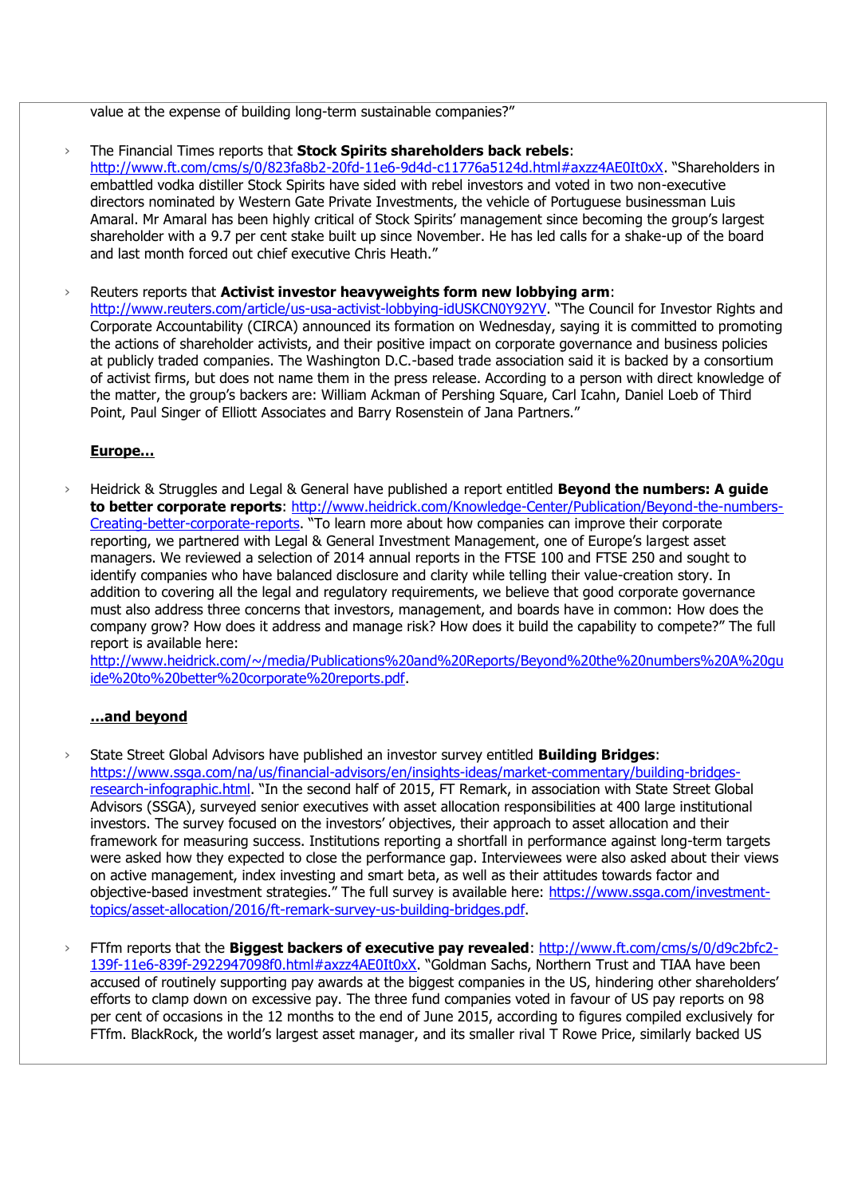value at the expense of building long-term sustainable companies?"

- The Financial Times reports that **Stock Spirits shareholders back rebels**: http://www.ft.com/cms/s/0/823fa8b2-20fd-11e6-9d4d-c11776a5124d.html#axzz4AE0It0xX. "Shareholders in embattled vodka distiller Stock Spirits have sided with rebel investors and voted in two non-executive directors nominated by Western Gate Private Investments, the vehicle of Portuguese businessman Luis Amaral. Mr Amaral has been highly critical of Stock Spirits' management since becoming the group's largest shareholder with a 9.7 per cent stake built up since November. He has led calls for a shake-up of the board and last month forced out chief executive Chris Heath."

- Reuters reports that **Activist investor heavyweights form new lobbying arm**: http://www.reuters.com/article/us-usa-activist-lobbying-idUSKCN0Y92YV. "The Council for Investor Rights and Corporate Accountability (CIRCA) announced its formation on Wednesday, saying it is committed to promoting the actions of shareholder activists, and their positive impact on corporate governance and business policies at publicly traded companies. The Washington D.C.-based trade association said it is backed by a consortium of activist firms, but does not name them in the press release. According to a person with direct knowledge of the matter, the group's backers are: William Ackman of Pershing Square, Carl Icahn, Daniel Loeb of Third Point, Paul Singer of Elliott Associates and Barry Rosenstein of Jana Partners."

**Europe…**

- Heidrick & Struggles and Legal & General have published a report entitled **Beyond the numbers: A guide to better corporate reports**: http://www.heidrick.com/Knowledge-Center/Publication/Beyond-the-numbers-Creating-better-corporate-reports. "To learn more about how companies can improve their corporate reporting, we partnered with Legal & General Investment Management, one of Europe's largest asset managers. We reviewed a selection of 2014 annual reports in the FTSE 100 and FTSE 250 and sought to identify companies who have balanced disclosure and clarity while telling their value-creation story. In addition to covering all the legal and regulatory requirements, we believe that good corporate governance must also address three concerns that investors, management, and boards have in common: How does the company grow? How does it address and manage risk? How does it build the capability to compete?" The full report is available here: http://www.heidrick.com/~/media/Publications%20and%20Reports/Beyond%20the%20numbers%20A%20guide%20to%20better%20corporate%20reports.pdf.

**…and beyond**

- State Street Global Advisors have published an investor survey entitled **Building Bridges**: https://www.ssga.com/na/us/financial-advisors/en/insights-ideas/market-commentary/building-bridges-research-infographic.html. "In the second half of 2015, FT Remark, in association with State Street Global Advisors (SSGA), surveyed senior executives with asset allocation responsibilities at 400 large institutional investors. The survey focused on the investors' objectives, their approach to asset allocation and their framework for measuring success. Institutions reporting a shortfall in performance against long-term targets were asked how they expected to close the performance gap. Interviewees were also asked about their views on active management, index investing and smart beta, as well as their attitudes towards factor and objective-based investment strategies." The full survey is available here: https://www.ssga.com/investment-topics/asset-allocation/2016/ft-remark-survey-us-building-bridges.pdf.

- FTfm reports that the **Biggest backers of executive pay revealed**: http://www.ft.com/cms/s/0/d9c2bfc2-139f-11e6-839f-2922947098f0.html#axzz4AE0It0xX. "Goldman Sachs, Northern Trust and TIAA have been accused of routinely supporting pay awards at the biggest companies in the US, hindering other shareholders' efforts to clamp down on excessive pay. The three fund companies voted in favour of US pay reports on 98 per cent of occasions in the 12 months to the end of June 2015, according to figures compiled exclusively for FTfm. BlackRock, the world's largest asset manager, and its smaller rival T Rowe Price, similarly backed US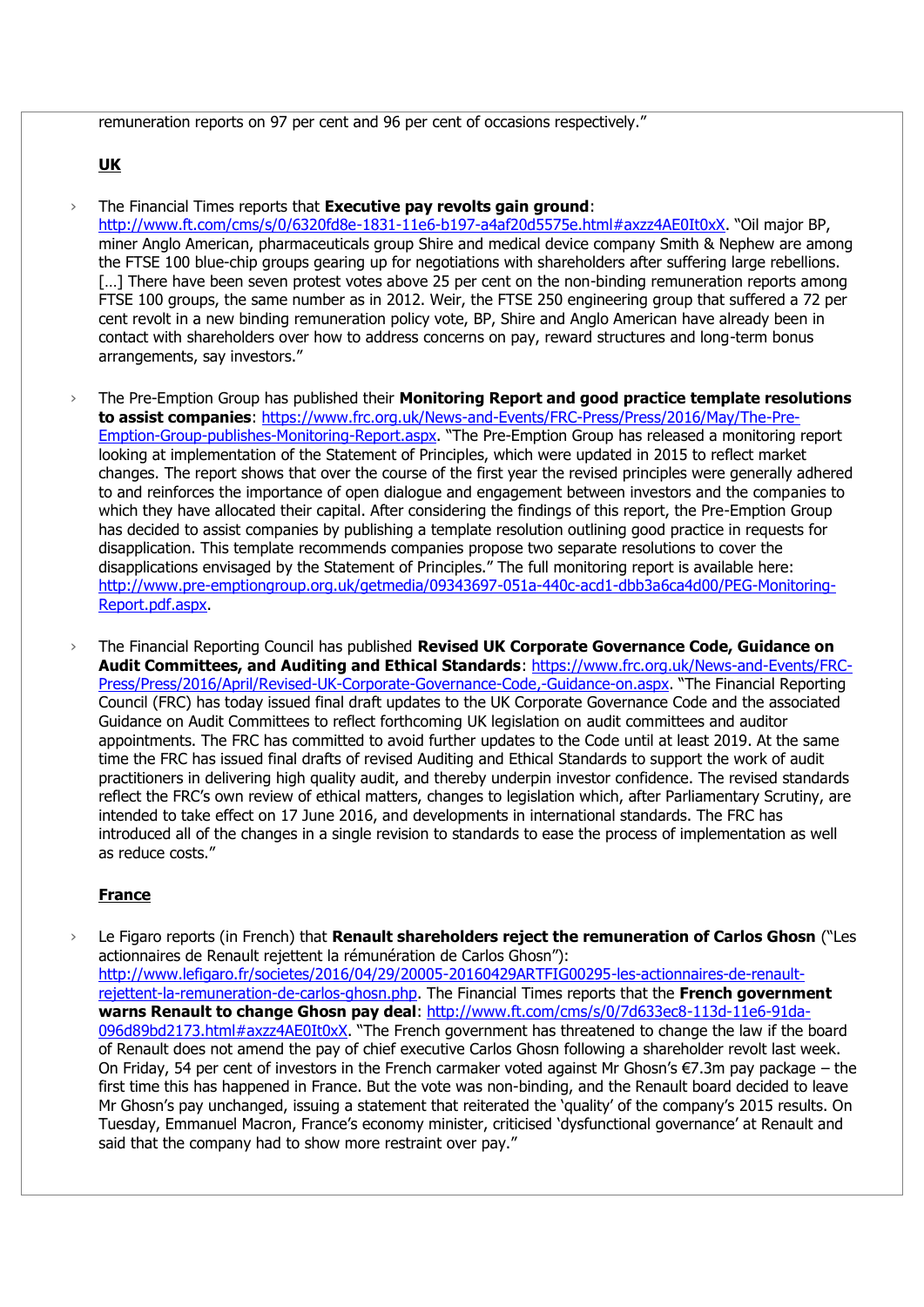remuneration reports on 97 per cent and 96 per cent of occasions respectively."

**UK**

- The Financial Times reports that **Executive pay revolts gain ground**: http://www.ft.com/cms/s/0/6320fd8e-1831-11e6-b197-a4af20d5575e.html#axzz4AE0It0xX. "Oil major BP, miner Anglo American, pharmaceuticals group Shire and medical device company Smith & Nephew are among the FTSE 100 blue-chip groups gearing up for negotiations with shareholders after suffering large rebellions. […] There have been seven protest votes above 25 per cent on the non-binding remuneration reports among FTSE 100 groups, the same number as in 2012. Weir, the FTSE 250 engineering group that suffered a 72 per cent revolt in a new binding remuneration policy vote, BP, Shire and Anglo American have already been in contact with shareholders over how to address concerns on pay, reward structures and long-term bonus arrangements, say investors."

- The Pre-Emption Group has published their **Monitoring Report and good practice template resolutions to assist companies**: https://www.frc.org.uk/News-and-Events/FRC-Press/Press/2016/May/The-Pre-Emption-Group-publishes-Monitoring-Report.aspx. "The Pre-Emption Group has released a monitoring report looking at implementation of the Statement of Principles, which were updated in 2015 to reflect market changes. The report shows that over the course of the first year the revised principles were generally adhered to and reinforces the importance of open dialogue and engagement between investors and the companies to which they have allocated their capital. After considering the findings of this report, the Pre-Emption Group has decided to assist companies by publishing a template resolution outlining good practice in requests for disapplication. This template recommends companies propose two separate resolutions to cover the disapplications envisaged by the Statement of Principles." The full monitoring report is available here: http://www.pre-emptiongroup.org.uk/getmedia/09343697-051a-440c-acd1-dbb3a6ca4d00/PEG-Monitoring-Report.pdf.aspx.

- The Financial Reporting Council has published **Revised UK Corporate Governance Code, Guidance on Audit Committees, and Auditing and Ethical Standards**: https://www.frc.org.uk/News-and-Events/FRC-Press/Press/2016/April/Revised-UK-Corporate-Governance-Code,-Guidance-on.aspx. "The Financial Reporting Council (FRC) has today issued final draft updates to the UK Corporate Governance Code and the associated Guidance on Audit Committees to reflect forthcoming UK legislation on audit committees and auditor appointments. The FRC has committed to avoid further updates to the Code until at least 2019. At the same time the FRC has issued final drafts of revised Auditing and Ethical Standards to support the work of audit practitioners in delivering high quality audit, and thereby underpin investor confidence. The revised standards reflect the FRC's own review of ethical matters, changes to legislation which, after Parliamentary Scrutiny, are intended to take effect on 17 June 2016, and developments in international standards. The FRC has introduced all of the changes in a single revision to standards to ease the process of implementation as well as reduce costs."

**France**

- Le Figaro reports (in French) that **Renault shareholders reject the remuneration of Carlos Ghosn** ("Les actionnaires de Renault rejettent la rémunération de Carlos Ghosn"): http://www.lefigaro.fr/societes/2016/04/29/20005-20160429ARTFIG00295-les-actionnaires-de-renault-rejettent-la-remuneration-de-carlos-ghosn.php. The Financial Times reports that the **French government warns Renault to change Ghosn pay deal**: http://www.ft.com/cms/s/0/7d633ec8-113d-11e6-91da-096d89bd2173.html#axzz4AE0It0xX. "The French government has threatened to change the law if the board of Renault does not amend the pay of chief executive Carlos Ghosn following a shareholder revolt last week. On Friday, 54 per cent of investors in the French carmaker voted against Mr Ghosn's €7.3m pay package – the first time this has happened in France. But the vote was non-binding, and the Renault board decided to leave Mr Ghosn's pay unchanged, issuing a statement that reiterated the 'quality' of the company's 2015 results. On Tuesday, Emmanuel Macron, France's economy minister, criticised 'dysfunctional governance' at Renault and said that the company had to show more restraint over pay."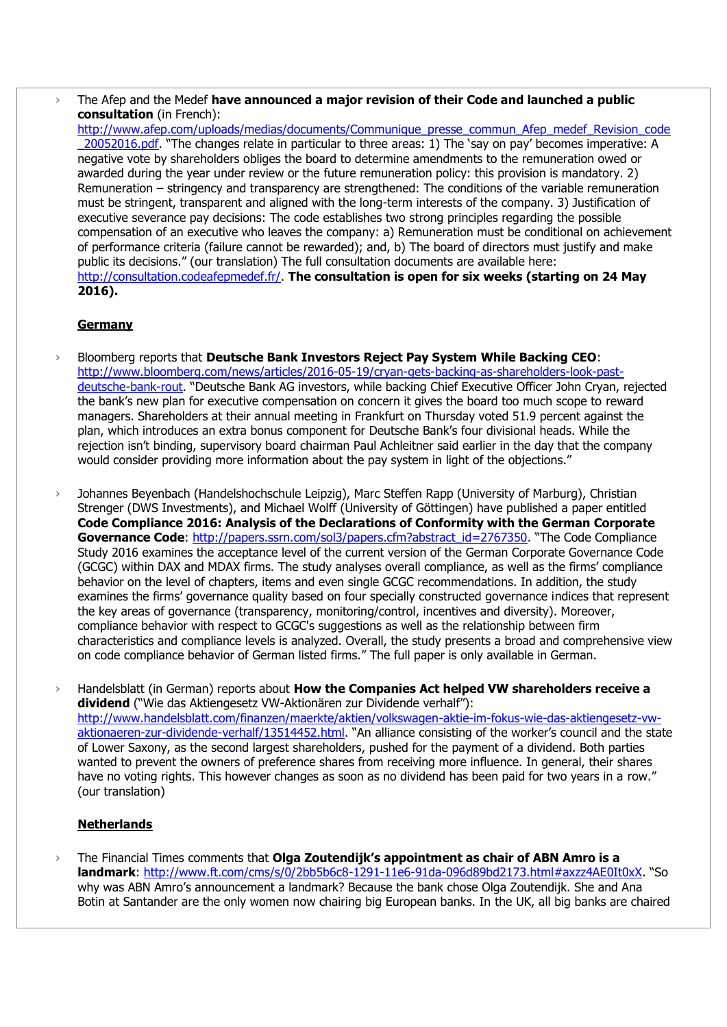- The Afep and the Medef **have announced a major revision of their Code and launched a public consultation** (in French): http://www.afep.com/uploads/medias/documents/Communique_presse_commun_Afep_medef_Revision_code_20052016.pdf. "The changes relate in particular to three areas: 1) The 'say on pay' becomes imperative: A negative vote by shareholders obliges the board to determine amendments to the remuneration owed or awarded during the year under review or the future remuneration policy: this provision is mandatory. 2) Remuneration – stringency and transparency are strengthened: The conditions of the variable remuneration must be stringent, transparent and aligned with the long-term interests of the company. 3) Justification of executive severance pay decisions: The code establishes two strong principles regarding the possible compensation of an executive who leaves the company: a) Remuneration must be conditional on achievement of performance criteria (failure cannot be rewarded); and, b) The board of directors must justify and make public its decisions." (our translation) The full consultation documents are available here: http://consultation.codeafepmedef.fr/. **The consultation is open for six weeks (starting on 24 May 2016).**

## Germany

- Bloomberg reports that **Deutsche Bank Investors Reject Pay System While Backing CEO**: http://www.bloomberg.com/news/articles/2016-05-19/cryan-gets-backing-as-shareholders-look-past-deutsche-bank-rout. "Deutsche Bank AG investors, while backing Chief Executive Officer John Cryan, rejected the bank's new plan for executive compensation on concern it gives the board too much scope to reward managers. Shareholders at their annual meeting in Frankfurt on Thursday voted 51.9 percent against the plan, which introduces an extra bonus component for Deutsche Bank's four divisional heads. While the rejection isn't binding, supervisory board chairman Paul Achleitner said earlier in the day that the company would consider providing more information about the pay system in light of the objections."

- Johannes Beyenbach (Handelshochschule Leipzig), Marc Steffen Rapp (University of Marburg), Christian Strenger (DWS Investments), and Michael Wolff (University of Göttingen) have published a paper entitled **Code Compliance 2016: Analysis of the Declarations of Conformity with the German Corporate Governance Code**: http://papers.ssrn.com/sol3/papers.cfm?abstract_id=2767350. "The Code Compliance Study 2016 examines the acceptance level of the current version of the German Corporate Governance Code (GCGC) within DAX and MDAX firms. The study analyses overall compliance, as well as the firms' compliance behavior on the level of chapters, items and even single GCGC recommendations. In addition, the study examines the firms' governance quality based on four specially constructed governance indices that represent the key areas of governance (transparency, monitoring/control, incentives and diversity). Moreover, compliance behavior with respect to GCGC's suggestions as well as the relationship between firm characteristics and compliance levels is analyzed. Overall, the study presents a broad and comprehensive view on code compliance behavior of German listed firms." The full paper is only available in German.

- Handelsblatt (in German) reports about **How the Companies Act helped VW shareholders receive a dividend** ("Wie das Aktiengesetz VW-Aktionären zur Dividende verhalf"): http://www.handelsblatt.com/finanzen/maerkte/aktien/volkswagen-aktie-im-fokus-wie-das-aktiengesetz-vw-aktionaeren-zur-dividende-verhalf/13514452.html. "An alliance consisting of the worker's council and the state of Lower Saxony, as the second largest shareholders, pushed for the payment of a dividend. Both parties wanted to prevent the owners of preference shares from receiving more influence. In general, their shares have no voting rights. This however changes as soon as no dividend has been paid for two years in a row." (our translation)

## Netherlands

- The Financial Times comments that **Olga Zoutendijk's appointment as chair of ABN Amro is a landmark**: http://www.ft.com/cms/s/0/2bb5b6c8-1291-11e6-91da-096d89bd2173.html#axzz4AE0It0xX. "So why was ABN Amro's announcement a landmark? Because the bank chose Olga Zoutendijk. She and Ana Botin at Santander are the only women now chairing big European banks. In the UK, all big banks are chaired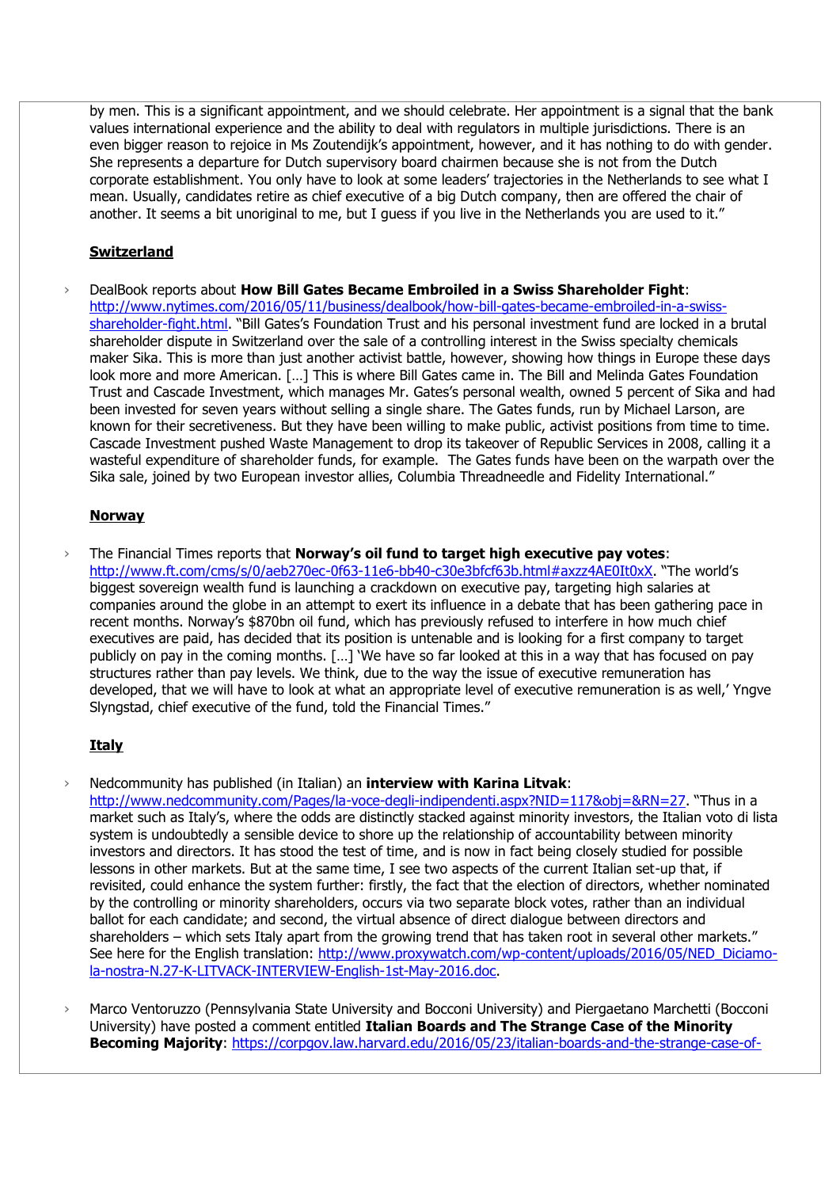by men. This is a significant appointment, and we should celebrate. Her appointment is a signal that the bank values international experience and the ability to deal with regulators in multiple jurisdictions. There is an even bigger reason to rejoice in Ms Zoutendijk's appointment, however, and it has nothing to do with gender. She represents a departure for Dutch supervisory board chairmen because she is not from the Dutch corporate establishment. You only have to look at some leaders' trajectories in the Netherlands to see what I mean. Usually, candidates retire as chief executive of a big Dutch company, then are offered the chair of another. It seems a bit unoriginal to me, but I guess if you live in the Netherlands you are used to it."

**Switzerland**

- DealBook reports about **How Bill Gates Became Embroiled in a Swiss Shareholder Fight**: http://www.nytimes.com/2016/05/11/business/dealbook/how-bill-gates-became-embroiled-in-a-swiss-shareholder-fight.html. "Bill Gates's Foundation Trust and his personal investment fund are locked in a brutal shareholder dispute in Switzerland over the sale of a controlling interest in the Swiss specialty chemicals maker Sika. This is more than just another activist battle, however, showing how things in Europe these days look more and more American. […] This is where Bill Gates came in. The Bill and Melinda Gates Foundation Trust and Cascade Investment, which manages Mr. Gates's personal wealth, owned 5 percent of Sika and had been invested for seven years without selling a single share. The Gates funds, run by Michael Larson, are known for their secretiveness. But they have been willing to make public, activist positions from time to time. Cascade Investment pushed Waste Management to drop its takeover of Republic Services in 2008, calling it a wasteful expenditure of shareholder funds, for example. The Gates funds have been on the warpath over the Sika sale, joined by two European investor allies, Columbia Threadneedle and Fidelity International."

**Norway**

- The Financial Times reports that **Norway's oil fund to target high executive pay votes**: http://www.ft.com/cms/s/0/aeb270ec-0f63-11e6-bb40-c30e3bfcf63b.html#axzz4AE0It0xX. "The world's biggest sovereign wealth fund is launching a crackdown on executive pay, targeting high salaries at companies around the globe in an attempt to exert its influence in a debate that has been gathering pace in recent months. Norway's $870bn oil fund, which has previously refused to interfere in how much chief executives are paid, has decided that its position is untenable and is looking for a first company to target publicly on pay in the coming months. […] 'We have so far looked at this in a way that has focused on pay structures rather than pay levels. We think, due to the way the issue of executive remuneration has developed, that we will have to look at what an appropriate level of executive remuneration is as well,' Yngve Slyngstad, chief executive of the fund, told the Financial Times."

**Italy**

- Nedcommunity has published (in Italian) an **interview with Karina Litvak**: http://www.nedcommunity.com/Pages/la-voce-degli-indipendenti.aspx?NID=117&obj=&RN=27. "Thus in a market such as Italy's, where the odds are distinctly stacked against minority investors, the Italian voto di lista system is undoubtedly a sensible device to shore up the relationship of accountability between minority investors and directors. It has stood the test of time, and is now in fact being closely studied for possible lessons in other markets. But at the same time, I see two aspects of the current Italian set-up that, if revisited, could enhance the system further: firstly, the fact that the election of directors, whether nominated by the controlling or minority shareholders, occurs via two separate block votes, rather than an individual ballot for each candidate; and second, the virtual absence of direct dialogue between directors and shareholders – which sets Italy apart from the growing trend that has taken root in several other markets." See here for the English translation: http://www.proxywatch.com/wp-content/uploads/2016/05/NED_Diciamo-la-nostra-N.27-K-LITVACK-INTERVIEW-English-1st-May-2016.doc.

- Marco Ventoruzzo (Pennsylvania State University and Bocconi University) and Piergaetano Marchetti (Bocconi University) have posted a comment entitled **Italian Boards and The Strange Case of the Minority Becoming Majority**: https://corpgov.law.harvard.edu/2016/05/23/italian-boards-and-the-strange-case-of-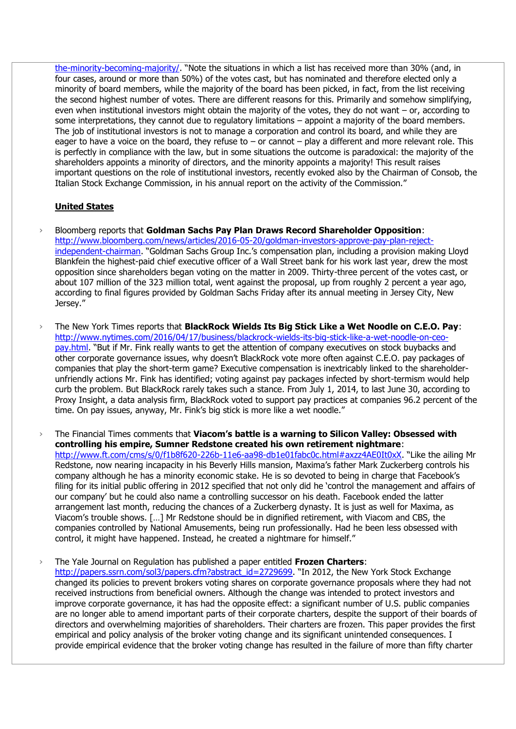the-minority-becoming-majority/. "Note the situations in which a list has received more than 30% (and, in four cases, around or more than 50%) of the votes cast, but has nominated and therefore elected only a minority of board members, while the majority of the board has been picked, in fact, from the list receiving the second highest number of votes. There are different reasons for this. Primarily and somehow simplifying, even when institutional investors might obtain the majority of the votes, they do not want – or, according to some interpretations, they cannot due to regulatory limitations – appoint a majority of the board members. The job of institutional investors is not to manage a corporation and control its board, and while they are eager to have a voice on the board, they refuse to – or cannot – play a different and more relevant role. This is perfectly in compliance with the law, but in some situations the outcome is paradoxical: the majority of the shareholders appoints a minority of directors, and the minority appoints a majority! This result raises important questions on the role of institutional investors, recently evoked also by the Chairman of Consob, the Italian Stock Exchange Commission, in his annual report on the activity of the Commission."

**United States**

- Bloomberg reports that **Goldman Sachs Pay Plan Draws Record Shareholder Opposition**: http://www.bloomberg.com/news/articles/2016-05-20/goldman-investors-approve-pay-plan-reject-independent-chairman. "Goldman Sachs Group Inc.'s compensation plan, including a provision making Lloyd Blankfein the highest-paid chief executive officer of a Wall Street bank for his work last year, drew the most opposition since shareholders began voting on the matter in 2009. Thirty-three percent of the votes cast, or about 107 million of the 323 million total, went against the proposal, up from roughly 2 percent a year ago, according to final figures provided by Goldman Sachs Friday after its annual meeting in Jersey City, New Jersey."

- The New York Times reports that **BlackRock Wields Its Big Stick Like a Wet Noodle on C.E.O. Pay**: http://www.nytimes.com/2016/04/17/business/blackrock-wields-its-big-stick-like-a-wet-noodle-on-ceo-pay.html. "But if Mr. Fink really wants to get the attention of company executives on stock buybacks and other corporate governance issues, why doesn't BlackRock vote more often against C.E.O. pay packages of companies that play the short-term game? Executive compensation is inextricably linked to the shareholder-unfriendly actions Mr. Fink has identified; voting against pay packages infected by short-termism would help curb the problem. But BlackRock rarely takes such a stance. From July 1, 2014, to last June 30, according to Proxy Insight, a data analysis firm, BlackRock voted to support pay practices at companies 96.2 percent of the time. On pay issues, anyway, Mr. Fink's big stick is more like a wet noodle."

- The Financial Times comments that **Viacom's battle is a warning to Silicon Valley: Obsessed with controlling his empire, Sumner Redstone created his own retirement nightmare**: http://www.ft.com/cms/s/0/f1b8f620-226b-11e6-aa98-db1e01fabc0c.html#axzz4AE0It0xX. "Like the ailing Mr Redstone, now nearing incapacity in his Beverly Hills mansion, Maxima's father Mark Zuckerberg controls his company although he has a minority economic stake. He is so devoted to being in charge that Facebook's filing for its initial public offering in 2012 specified that not only did he 'control the management and affairs of our company' but he could also name a controlling successor on his death. Facebook ended the latter arrangement last month, reducing the chances of a Zuckerberg dynasty. It is just as well for Maxima, as Viacom's trouble shows. […] Mr Redstone should be in dignified retirement, with Viacom and CBS, the companies controlled by National Amusements, being run professionally. Had he been less obsessed with control, it might have happened. Instead, he created a nightmare for himself."

- The Yale Journal on Regulation has published a paper entitled **Frozen Charters**: http://papers.ssrn.com/sol3/papers.cfm?abstract_id=2729699. "In 2012, the New York Stock Exchange changed its policies to prevent brokers voting shares on corporate governance proposals where they had not received instructions from beneficial owners. Although the change was intended to protect investors and improve corporate governance, it has had the opposite effect: a significant number of U.S. public companies are no longer able to amend important parts of their corporate charters, despite the support of their boards of directors and overwhelming majorities of shareholders. Their charters are frozen. This paper provides the first empirical and policy analysis of the broker voting change and its significant unintended consequences. I provide empirical evidence that the broker voting change has resulted in the failure of more than fifty charter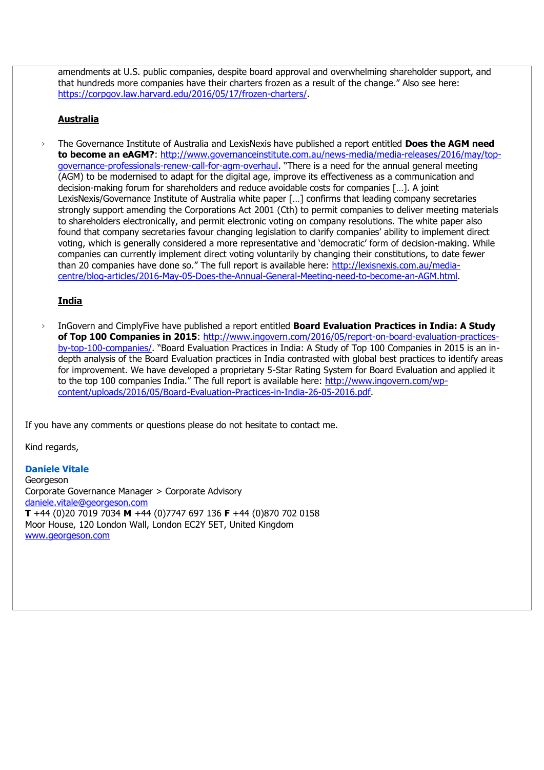amendments at U.S. public companies, despite board approval and overwhelming shareholder support, and that hundreds more companies have their charters frozen as a result of the change." Also see here: https://corpgov.law.harvard.edu/2016/05/17/frozen-charters/.

**Australia**

- The Governance Institute of Australia and LexisNexis have published a report entitled **Does the AGM need to become an eAGM?**: http://www.governanceinstitute.com.au/news-media/media-releases/2016/may/top-governance-professionals-renew-call-for-agm-overhaul. "There is a need for the annual general meeting (AGM) to be modernised to adapt for the digital age, improve its effectiveness as a communication and decision-making forum for shareholders and reduce avoidable costs for companies […]. A joint LexisNexis/Governance Institute of Australia white paper […] confirms that leading company secretaries strongly support amending the Corporations Act 2001 (Cth) to permit companies to deliver meeting materials to shareholders electronically, and permit electronic voting on company resolutions. The white paper also found that company secretaries favour changing legislation to clarify companies' ability to implement direct voting, which is generally considered a more representative and 'democratic' form of decision-making. While companies can currently implement direct voting voluntarily by changing their constitutions, to date fewer than 20 companies have done so." The full report is available here: http://lexisnexis.com.au/media-centre/blog-articles/2016-May-05-Does-the-Annual-General-Meeting-need-to-become-an-AGM.html.

**India**

- InGovern and CimplyFive have published a report entitled **Board Evaluation Practices in India: A Study of Top 100 Companies in 2015**: http://www.ingovern.com/2016/05/report-on-board-evaluation-practices-by-top-100-companies/. "Board Evaluation Practices in India: A Study of Top 100 Companies in 2015 is an in-depth analysis of the Board Evaluation practices in India contrasted with global best practices to identify areas for improvement. We have developed a proprietary 5-Star Rating System for Board Evaluation and applied it to the top 100 companies India." The full report is available here: http://www.ingovern.com/wp-content/uploads/2016/05/Board-Evaluation-Practices-in-India-26-05-2016.pdf.

If you have any comments or questions please do not hesitate to contact me.

Kind regards,

**Daniele Vitale**
Georgeson
Corporate Governance Manager > Corporate Advisory
daniele.vitale@georgeson.com
**T** +44 (0)20 7019 7034 **M** +44 (0)7747 697 136 **F** +44 (0)870 702 0158
Moor House, 120 London Wall, London EC2Y 5ET, United Kingdom
www.georgeson.com